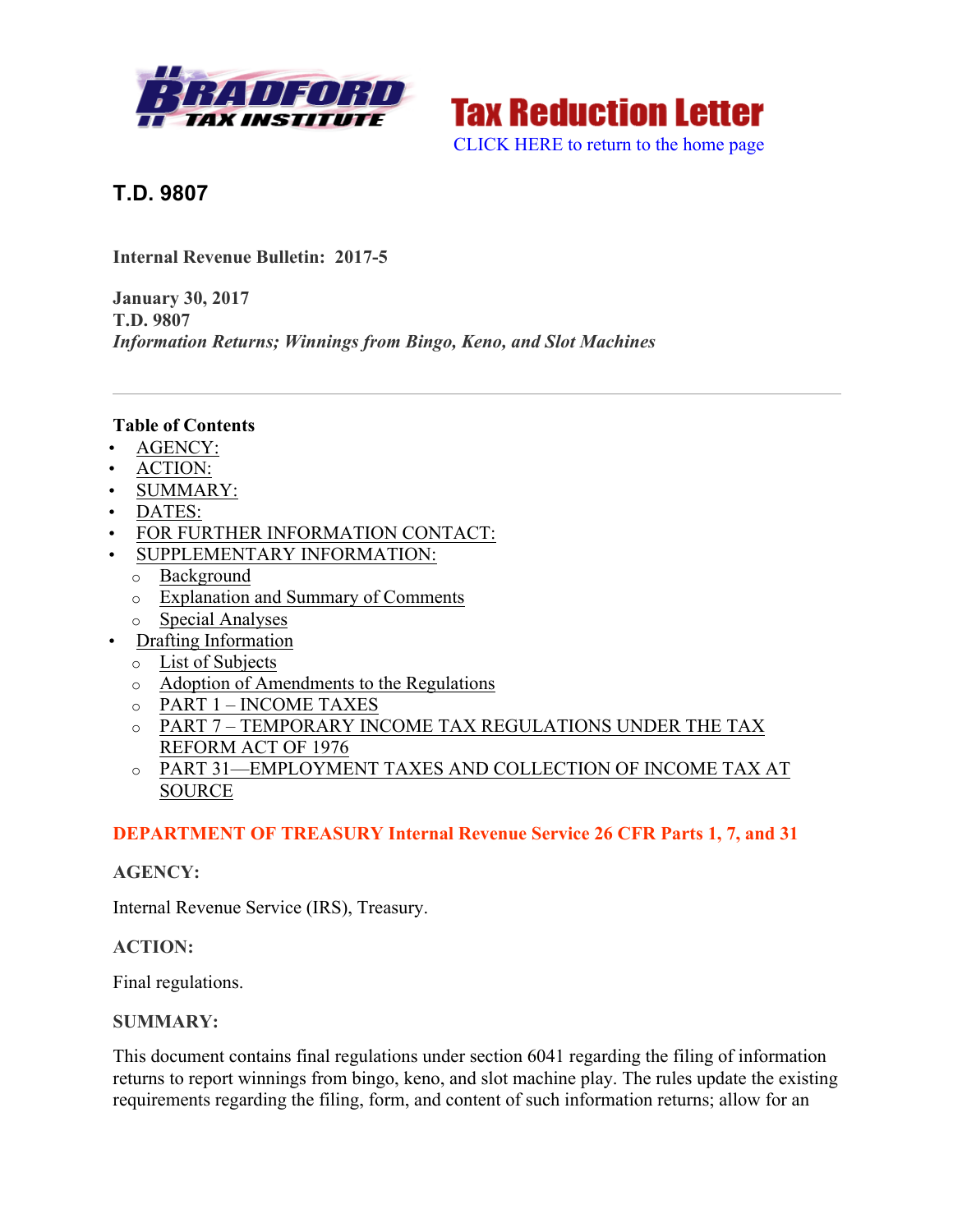**Tax Reduction Letter**

CLICK HERE to return to the home page

## T.D. 9807

**Internal Revenue Bulletin: 2017-5**

**January 30, 2017**
**T.D. 9807**
***Information Returns; Winnings from Bingo, Keno, and Slot Machines***

---

**Table of Contents**

- AGENCY:
- ACTION:
- SUMMARY:
- DATES:
- FOR FURTHER INFORMATION CONTACT:
- SUPPLEMENTARY INFORMATION:
  - Background
  - Explanation and Summary of Comments
  - Special Analyses
- Drafting Information
  - List of Subjects
  - Adoption of Amendments to the Regulations
  - PART 1 – INCOME TAXES
  - PART 7 – TEMPORARY INCOME TAX REGULATIONS UNDER THE TAX REFORM ACT OF 1976
  - PART 31—EMPLOYMENT TAXES AND COLLECTION OF INCOME TAX AT SOURCE

**DEPARTMENT OF TREASURY Internal Revenue Service 26 CFR Parts 1, 7, and 31**

**AGENCY:**

Internal Revenue Service (IRS), Treasury.

**ACTION:**

Final regulations.

**SUMMARY:**

This document contains final regulations under section 6041 regarding the filing of information returns to report winnings from bingo, keno, and slot machine play. The rules update the existing requirements regarding the filing, form, and content of such information returns; allow for an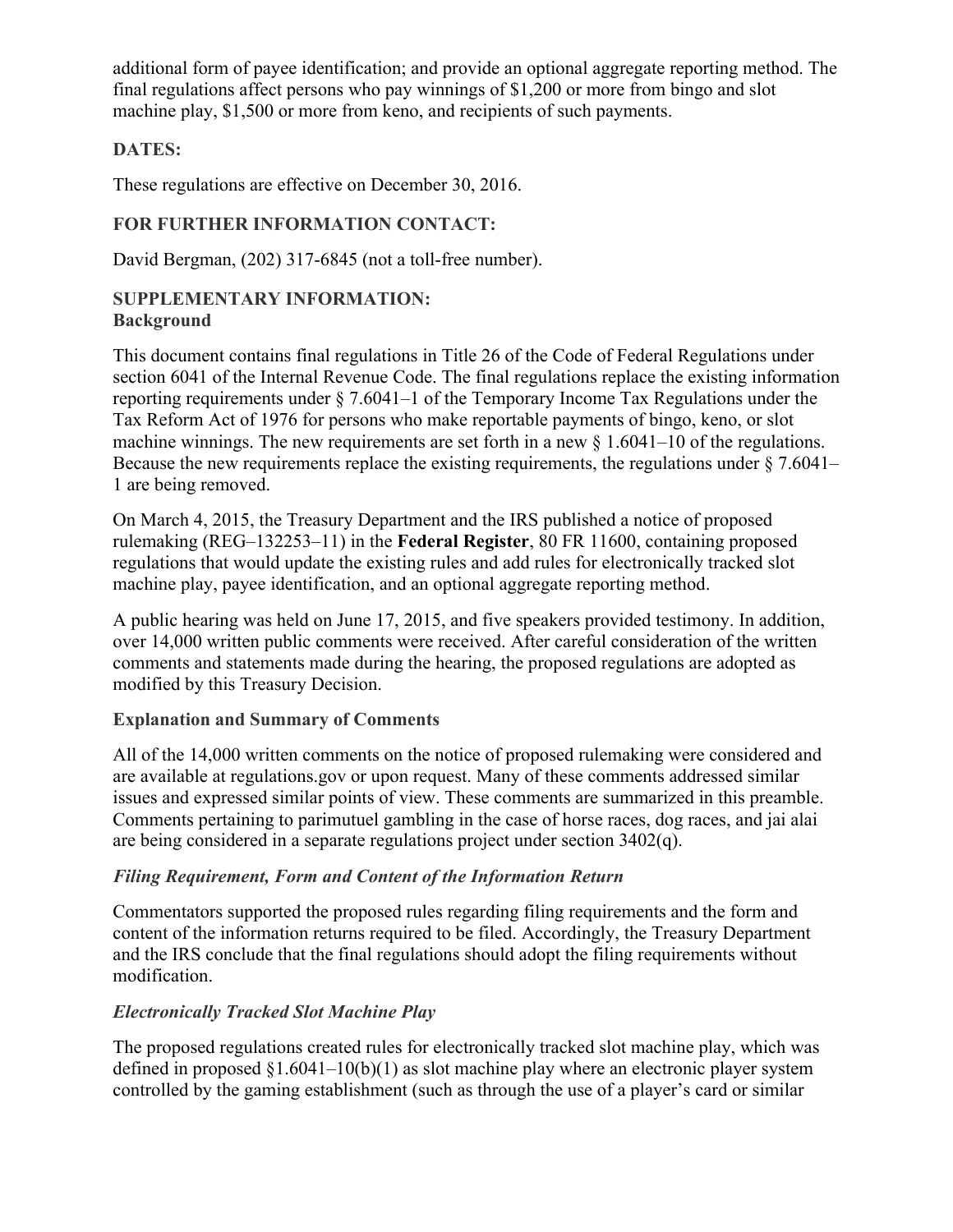additional form of payee identification; and provide an optional aggregate reporting method. The final regulations affect persons who pay winnings of $1,200 or more from bingo and slot machine play, $1,500 or more from keno, and recipients of such payments.

**DATES:**

These regulations are effective on December 30, 2016.

**FOR FURTHER INFORMATION CONTACT:**

David Bergman, (202) 317-6845 (not a toll-free number).

**SUPPLEMENTARY INFORMATION:**

**Background**

This document contains final regulations in Title 26 of the Code of Federal Regulations under section 6041 of the Internal Revenue Code. The final regulations replace the existing information reporting requirements under § 7.6041–1 of the Temporary Income Tax Regulations under the Tax Reform Act of 1976 for persons who make reportable payments of bingo, keno, or slot machine winnings. The new requirements are set forth in a new § 1.6041–10 of the regulations. Because the new requirements replace the existing requirements, the regulations under § 7.6041–1 are being removed.

On March 4, 2015, the Treasury Department and the IRS published a notice of proposed rulemaking (REG–132253–11) in the **Federal Register**, 80 FR 11600, containing proposed regulations that would update the existing rules and add rules for electronically tracked slot machine play, payee identification, and an optional aggregate reporting method.

A public hearing was held on June 17, 2015, and five speakers provided testimony. In addition, over 14,000 written public comments were received. After careful consideration of the written comments and statements made during the hearing, the proposed regulations are adopted as modified by this Treasury Decision.

**Explanation and Summary of Comments**

All of the 14,000 written comments on the notice of proposed rulemaking were considered and are available at regulations.gov or upon request. Many of these comments addressed similar issues and expressed similar points of view. These comments are summarized in this preamble. Comments pertaining to parimutuel gambling in the case of horse races, dog races, and jai alai are being considered in a separate regulations project under section 3402(q).

***Filing Requirement, Form and Content of the Information Return***

Commentators supported the proposed rules regarding filing requirements and the form and content of the information returns required to be filed. Accordingly, the Treasury Department and the IRS conclude that the final regulations should adopt the filing requirements without modification.

***Electronically Tracked Slot Machine Play***

The proposed regulations created rules for electronically tracked slot machine play, which was defined in proposed §1.6041–10(b)(1) as slot machine play where an electronic player system controlled by the gaming establishment (such as through the use of a player's card or similar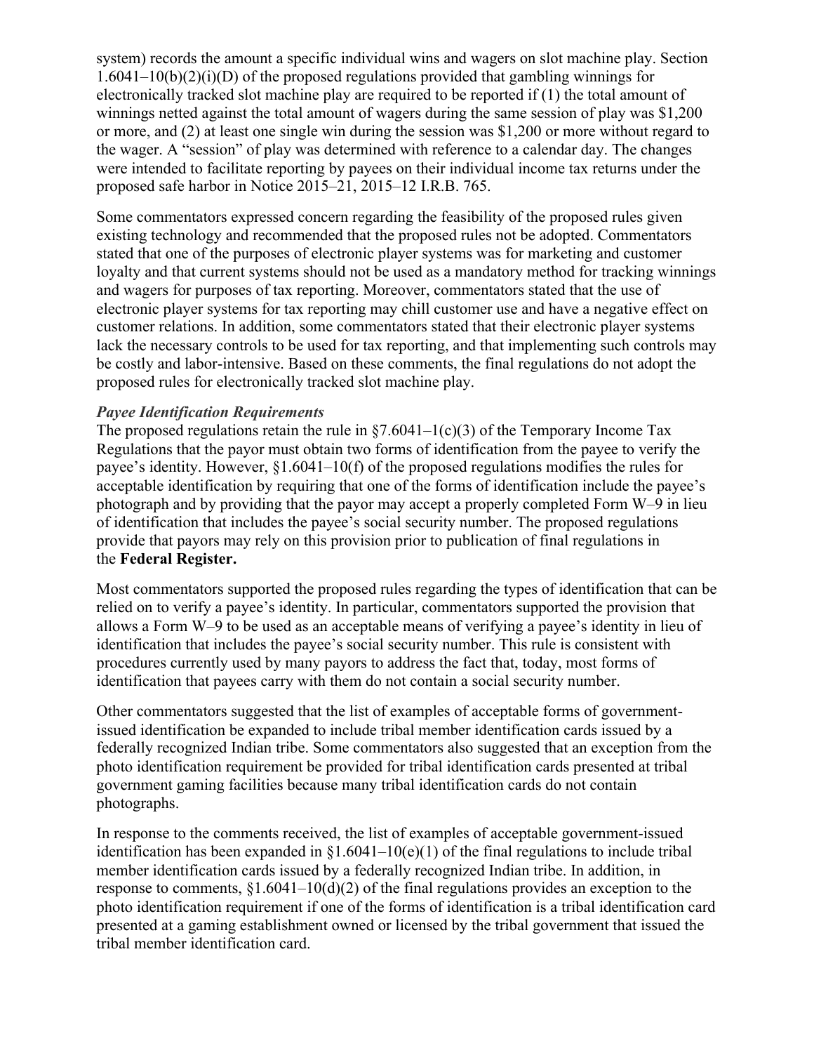system) records the amount a specific individual wins and wagers on slot machine play. Section 1.6041–10(b)(2)(i)(D) of the proposed regulations provided that gambling winnings for electronically tracked slot machine play are required to be reported if (1) the total amount of winnings netted against the total amount of wagers during the same session of play was $1,200 or more, and (2) at least one single win during the session was $1,200 or more without regard to the wager. A "session" of play was determined with reference to a calendar day. The changes were intended to facilitate reporting by payees on their individual income tax returns under the proposed safe harbor in Notice 2015–21, 2015–12 I.R.B. 765.

Some commentators expressed concern regarding the feasibility of the proposed rules given existing technology and recommended that the proposed rules not be adopted. Commentators stated that one of the purposes of electronic player systems was for marketing and customer loyalty and that current systems should not be used as a mandatory method for tracking winnings and wagers for purposes of tax reporting. Moreover, commentators stated that the use of electronic player systems for tax reporting may chill customer use and have a negative effect on customer relations. In addition, some commentators stated that their electronic player systems lack the necessary controls to be used for tax reporting, and that implementing such controls may be costly and labor-intensive. Based on these comments, the final regulations do not adopt the proposed rules for electronically tracked slot machine play.

***Payee Identification Requirements***

The proposed regulations retain the rule in §7.6041–1(c)(3) of the Temporary Income Tax Regulations that the payor must obtain two forms of identification from the payee to verify the payee's identity. However, §1.6041–10(f) of the proposed regulations modifies the rules for acceptable identification by requiring that one of the forms of identification include the payee's photograph and by providing that the payor may accept a properly completed Form W–9 in lieu of identification that includes the payee's social security number. The proposed regulations provide that payors may rely on this provision prior to publication of final regulations in the **Federal Register.**

Most commentators supported the proposed rules regarding the types of identification that can be relied on to verify a payee's identity. In particular, commentators supported the provision that allows a Form W–9 to be used as an acceptable means of verifying a payee's identity in lieu of identification that includes the payee's social security number. This rule is consistent with procedures currently used by many payors to address the fact that, today, most forms of identification that payees carry with them do not contain a social security number.

Other commentators suggested that the list of examples of acceptable forms of government-issued identification be expanded to include tribal member identification cards issued by a federally recognized Indian tribe. Some commentators also suggested that an exception from the photo identification requirement be provided for tribal identification cards presented at tribal government gaming facilities because many tribal identification cards do not contain photographs.

In response to the comments received, the list of examples of acceptable government-issued identification has been expanded in §1.6041–10(e)(1) of the final regulations to include tribal member identification cards issued by a federally recognized Indian tribe. In addition, in response to comments, §1.6041–10(d)(2) of the final regulations provides an exception to the photo identification requirement if one of the forms of identification is a tribal identification card presented at a gaming establishment owned or licensed by the tribal government that issued the tribal member identification card.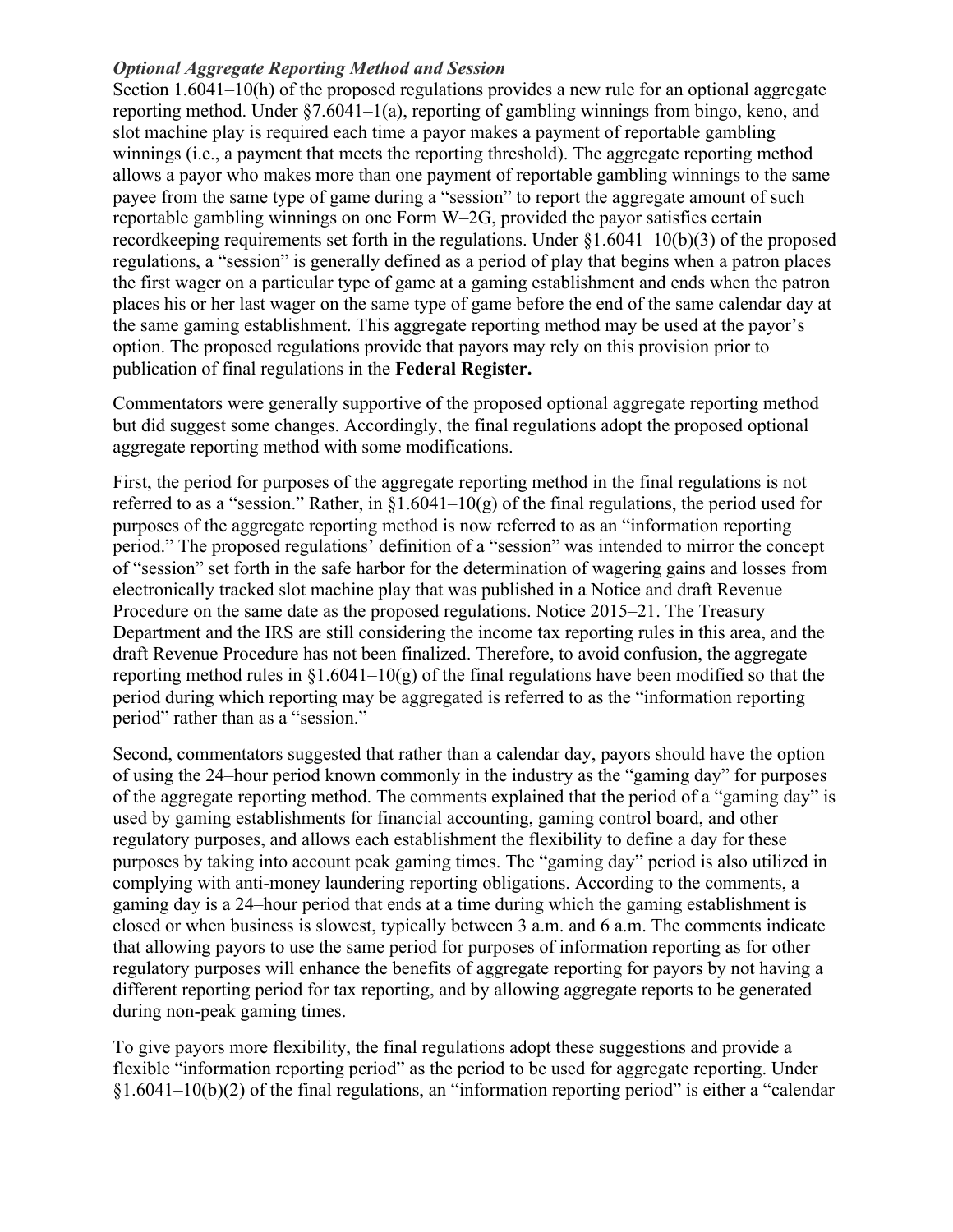***Optional Aggregate Reporting Method and Session***

Section 1.6041–10(h) of the proposed regulations provides a new rule for an optional aggregate reporting method. Under §7.6041–1(a), reporting of gambling winnings from bingo, keno, and slot machine play is required each time a payor makes a payment of reportable gambling winnings (i.e., a payment that meets the reporting threshold). The aggregate reporting method allows a payor who makes more than one payment of reportable gambling winnings to the same payee from the same type of game during a "session" to report the aggregate amount of such reportable gambling winnings on one Form W–2G, provided the payor satisfies certain recordkeeping requirements set forth in the regulations. Under §1.6041–10(b)(3) of the proposed regulations, a "session" is generally defined as a period of play that begins when a patron places the first wager on a particular type of game at a gaming establishment and ends when the patron places his or her last wager on the same type of game before the end of the same calendar day at the same gaming establishment. This aggregate reporting method may be used at the payor's option. The proposed regulations provide that payors may rely on this provision prior to publication of final regulations in the **Federal Register.**

Commentators were generally supportive of the proposed optional aggregate reporting method but did suggest some changes. Accordingly, the final regulations adopt the proposed optional aggregate reporting method with some modifications.

First, the period for purposes of the aggregate reporting method in the final regulations is not referred to as a "session." Rather, in §1.6041–10(g) of the final regulations, the period used for purposes of the aggregate reporting method is now referred to as an "information reporting period." The proposed regulations' definition of a "session" was intended to mirror the concept of "session" set forth in the safe harbor for the determination of wagering gains and losses from electronically tracked slot machine play that was published in a Notice and draft Revenue Procedure on the same date as the proposed regulations. Notice 2015–21. The Treasury Department and the IRS are still considering the income tax reporting rules in this area, and the draft Revenue Procedure has not been finalized. Therefore, to avoid confusion, the aggregate reporting method rules in §1.6041–10(g) of the final regulations have been modified so that the period during which reporting may be aggregated is referred to as the "information reporting period" rather than as a "session."

Second, commentators suggested that rather than a calendar day, payors should have the option of using the 24–hour period known commonly in the industry as the "gaming day" for purposes of the aggregate reporting method. The comments explained that the period of a "gaming day" is used by gaming establishments for financial accounting, gaming control board, and other regulatory purposes, and allows each establishment the flexibility to define a day for these purposes by taking into account peak gaming times. The "gaming day" period is also utilized in complying with anti-money laundering reporting obligations. According to the comments, a gaming day is a 24–hour period that ends at a time during which the gaming establishment is closed or when business is slowest, typically between 3 a.m. and 6 a.m. The comments indicate that allowing payors to use the same period for purposes of information reporting as for other regulatory purposes will enhance the benefits of aggregate reporting for payors by not having a different reporting period for tax reporting, and by allowing aggregate reports to be generated during non-peak gaming times.

To give payors more flexibility, the final regulations adopt these suggestions and provide a flexible "information reporting period" as the period to be used for aggregate reporting. Under §1.6041–10(b)(2) of the final regulations, an "information reporting period" is either a "calendar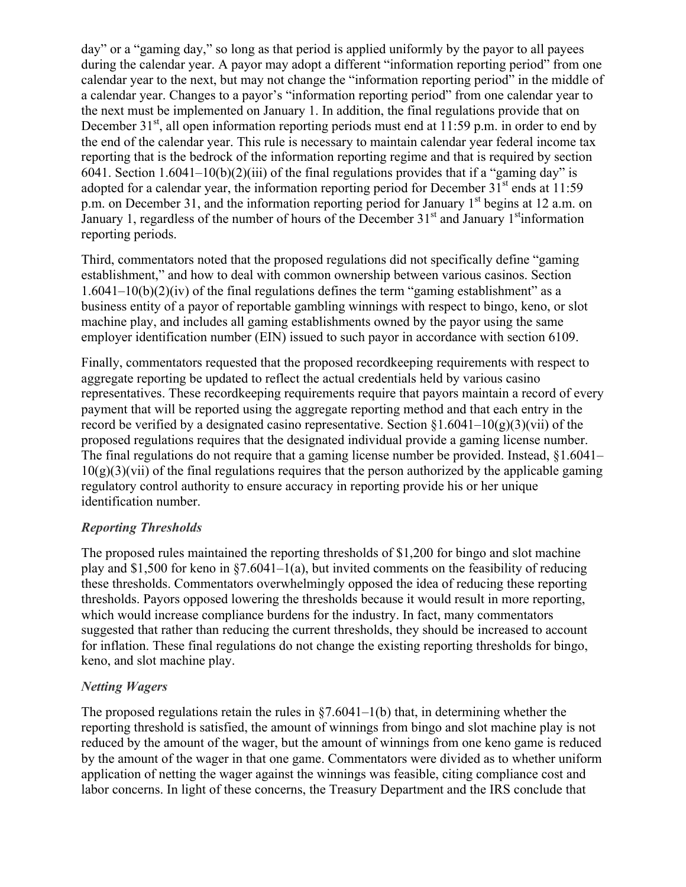day" or a "gaming day," so long as that period is applied uniformly by the payor to all payees during the calendar year. A payor may adopt a different "information reporting period" from one calendar year to the next, but may not change the "information reporting period" in the middle of a calendar year. Changes to a payor's "information reporting period" from one calendar year to the next must be implemented on January 1. In addition, the final regulations provide that on December 31st, all open information reporting periods must end at 11:59 p.m. in order to end by the end of the calendar year. This rule is necessary to maintain calendar year federal income tax reporting that is the bedrock of the information reporting regime and that is required by section 6041. Section 1.6041–10(b)(2)(iii) of the final regulations provides that if a "gaming day" is adopted for a calendar year, the information reporting period for December 31st ends at 11:59 p.m. on December 31, and the information reporting period for January 1st begins at 12 a.m. on January 1, regardless of the number of hours of the December 31st and January 1st information reporting periods.

Third, commentators noted that the proposed regulations did not specifically define "gaming establishment," and how to deal with common ownership between various casinos. Section 1.6041–10(b)(2)(iv) of the final regulations defines the term "gaming establishment" as a business entity of a payor of reportable gambling winnings with respect to bingo, keno, or slot machine play, and includes all gaming establishments owned by the payor using the same employer identification number (EIN) issued to such payor in accordance with section 6109.

Finally, commentators requested that the proposed recordkeeping requirements with respect to aggregate reporting be updated to reflect the actual credentials held by various casino representatives. These recordkeeping requirements require that payors maintain a record of every payment that will be reported using the aggregate reporting method and that each entry in the record be verified by a designated casino representative. Section §1.6041–10(g)(3)(vii) of the proposed regulations requires that the designated individual provide a gaming license number. The final regulations do not require that a gaming license number be provided. Instead, §1.6041–10(g)(3)(vii) of the final regulations requires that the person authorized by the applicable gaming regulatory control authority to ensure accuracy in reporting provide his or her unique identification number.

### *Reporting Thresholds*

The proposed rules maintained the reporting thresholds of $1,200 for bingo and slot machine play and $1,500 for keno in §7.6041–1(a), but invited comments on the feasibility of reducing these thresholds. Commentators overwhelmingly opposed the idea of reducing these reporting thresholds. Payors opposed lowering the thresholds because it would result in more reporting, which would increase compliance burdens for the industry. In fact, many commentators suggested that rather than reducing the current thresholds, they should be increased to account for inflation. These final regulations do not change the existing reporting thresholds for bingo, keno, and slot machine play.

### *Netting Wagers*

The proposed regulations retain the rules in §7.6041–1(b) that, in determining whether the reporting threshold is satisfied, the amount of winnings from bingo and slot machine play is not reduced by the amount of the wager, but the amount of winnings from one keno game is reduced by the amount of the wager in that one game. Commentators were divided as to whether uniform application of netting the wager against the winnings was feasible, citing compliance cost and labor concerns. In light of these concerns, the Treasury Department and the IRS conclude that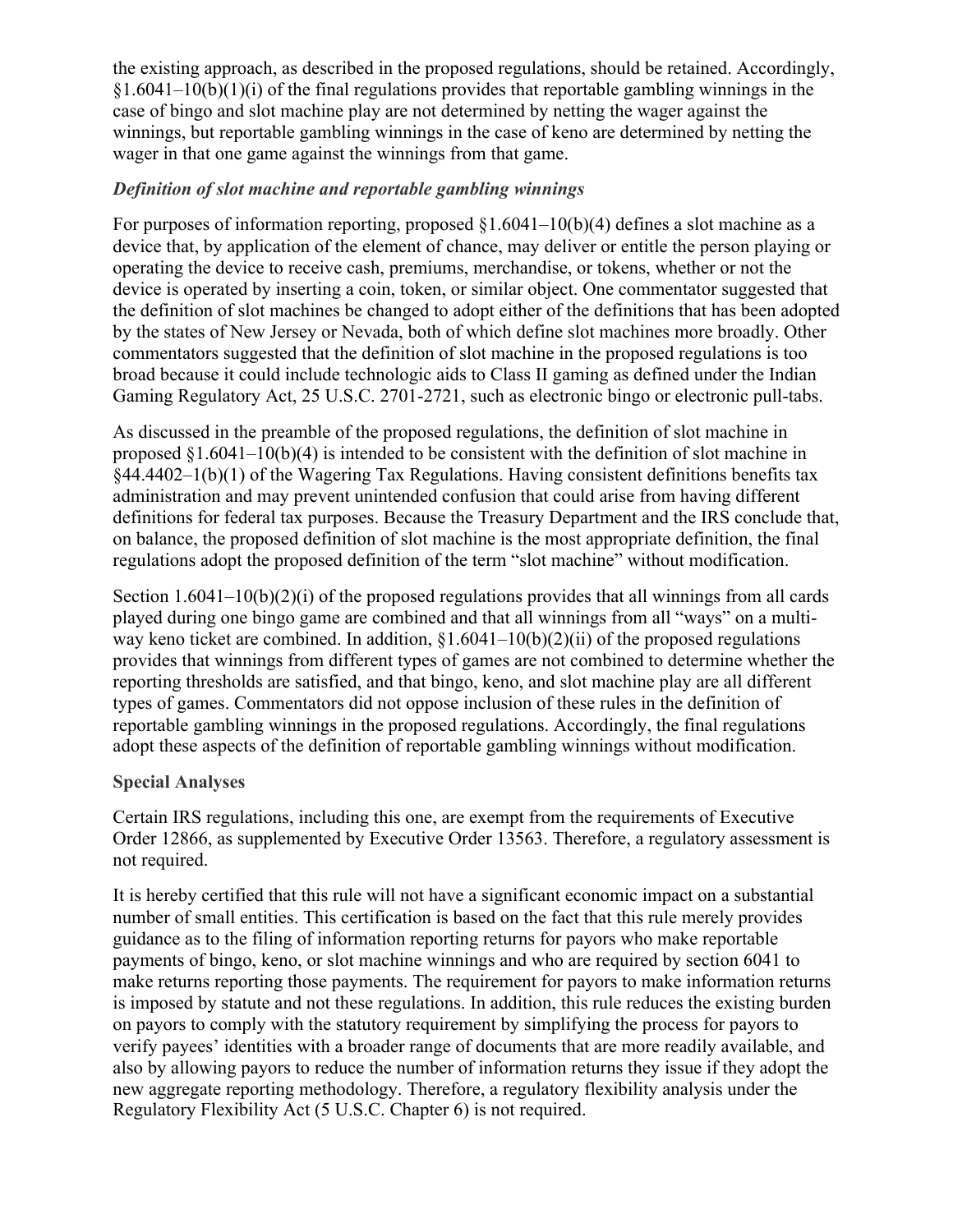the existing approach, as described in the proposed regulations, should be retained. Accordingly, §1.6041–10(b)(1)(i) of the final regulations provides that reportable gambling winnings in the case of bingo and slot machine play are not determined by netting the wager against the winnings, but reportable gambling winnings in the case of keno are determined by netting the wager in that one game against the winnings from that game.

### *Definition of slot machine and reportable gambling winnings*

For purposes of information reporting, proposed §1.6041–10(b)(4) defines a slot machine as a device that, by application of the element of chance, may deliver or entitle the person playing or operating the device to receive cash, premiums, merchandise, or tokens, whether or not the device is operated by inserting a coin, token, or similar object. One commentator suggested that the definition of slot machines be changed to adopt either of the definitions that has been adopted by the states of New Jersey or Nevada, both of which define slot machines more broadly. Other commentators suggested that the definition of slot machine in the proposed regulations is too broad because it could include technologic aids to Class II gaming as defined under the Indian Gaming Regulatory Act, 25 U.S.C. 2701-2721, such as electronic bingo or electronic pull-tabs.

As discussed in the preamble of the proposed regulations, the definition of slot machine in proposed §1.6041–10(b)(4) is intended to be consistent with the definition of slot machine in §44.4402–1(b)(1) of the Wagering Tax Regulations. Having consistent definitions benefits tax administration and may prevent unintended confusion that could arise from having different definitions for federal tax purposes. Because the Treasury Department and the IRS conclude that, on balance, the proposed definition of slot machine is the most appropriate definition, the final regulations adopt the proposed definition of the term "slot machine" without modification.

Section 1.6041–10(b)(2)(i) of the proposed regulations provides that all winnings from all cards played during one bingo game are combined and that all winnings from all "ways" on a multi-way keno ticket are combined. In addition, §1.6041–10(b)(2)(ii) of the proposed regulations provides that winnings from different types of games are not combined to determine whether the reporting thresholds are satisfied, and that bingo, keno, and slot machine play are all different types of games. Commentators did not oppose inclusion of these rules in the definition of reportable gambling winnings in the proposed regulations. Accordingly, the final regulations adopt these aspects of the definition of reportable gambling winnings without modification.

### Special Analyses

Certain IRS regulations, including this one, are exempt from the requirements of Executive Order 12866, as supplemented by Executive Order 13563. Therefore, a regulatory assessment is not required.

It is hereby certified that this rule will not have a significant economic impact on a substantial number of small entities. This certification is based on the fact that this rule merely provides guidance as to the filing of information reporting returns for payors who make reportable payments of bingo, keno, or slot machine winnings and who are required by section 6041 to make returns reporting those payments. The requirement for payors to make information returns is imposed by statute and not these regulations. In addition, this rule reduces the existing burden on payors to comply with the statutory requirement by simplifying the process for payors to verify payees' identities with a broader range of documents that are more readily available, and also by allowing payors to reduce the number of information returns they issue if they adopt the new aggregate reporting methodology. Therefore, a regulatory flexibility analysis under the Regulatory Flexibility Act (5 U.S.C. Chapter 6) is not required.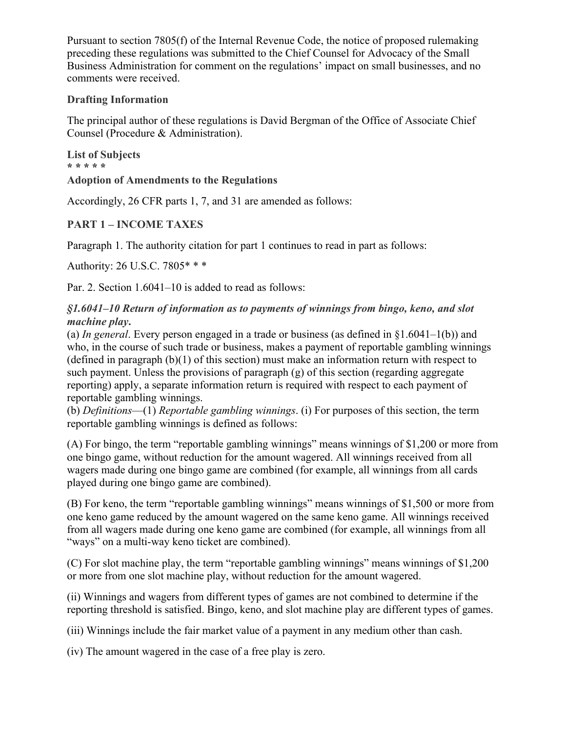Pursuant to section 7805(f) of the Internal Revenue Code, the notice of proposed rulemaking preceding these regulations was submitted to the Chief Counsel for Advocacy of the Small Business Administration for comment on the regulations' impact on small businesses, and no comments were received.

**Drafting Information**

The principal author of these regulations is David Bergman of the Office of Associate Chief Counsel (Procedure & Administration).

**List of Subjects**

**\* \* \* \* \***

**Adoption of Amendments to the Regulations**

Accordingly, 26 CFR parts 1, 7, and 31 are amended as follows:

**PART 1 – INCOME TAXES**

Paragraph 1. The authority citation for part 1 continues to read in part as follows:

Authority: 26 U.S.C. 7805* * *

Par. 2. Section 1.6041–10 is added to read as follows:

***§1.6041–10 Return of information as to payments of winnings from bingo, keno, and slot machine play*.**

(a) *In general*. Every person engaged in a trade or business (as defined in §1.6041–1(b)) and who, in the course of such trade or business, makes a payment of reportable gambling winnings (defined in paragraph (b)(1) of this section) must make an information return with respect to such payment. Unless the provisions of paragraph (g) of this section (regarding aggregate reporting) apply, a separate information return is required with respect to each payment of reportable gambling winnings.

(b) *Definitions*—(1) *Reportable gambling winnings*. (i) For purposes of this section, the term reportable gambling winnings is defined as follows:

(A) For bingo, the term "reportable gambling winnings" means winnings of $1,200 or more from one bingo game, without reduction for the amount wagered. All winnings received from all wagers made during one bingo game are combined (for example, all winnings from all cards played during one bingo game are combined).

(B) For keno, the term "reportable gambling winnings" means winnings of $1,500 or more from one keno game reduced by the amount wagered on the same keno game. All winnings received from all wagers made during one keno game are combined (for example, all winnings from all "ways" on a multi-way keno ticket are combined).

(C) For slot machine play, the term "reportable gambling winnings" means winnings of $1,200 or more from one slot machine play, without reduction for the amount wagered.

(ii) Winnings and wagers from different types of games are not combined to determine if the reporting threshold is satisfied. Bingo, keno, and slot machine play are different types of games.

(iii) Winnings include the fair market value of a payment in any medium other than cash.

(iv) The amount wagered in the case of a free play is zero.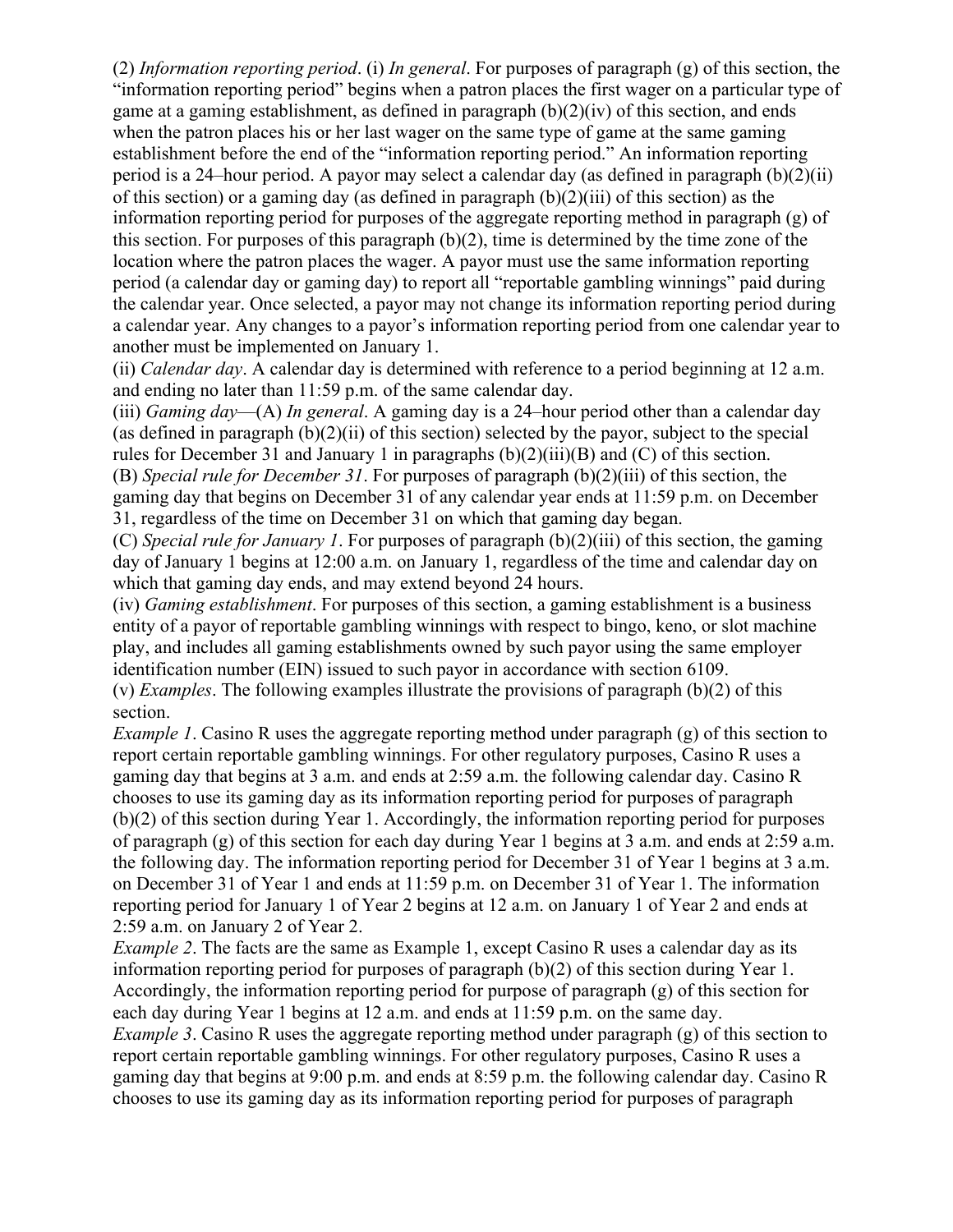(2) *Information reporting period*. (i) *In general*. For purposes of paragraph (g) of this section, the "information reporting period" begins when a patron places the first wager on a particular type of game at a gaming establishment, as defined in paragraph (b)(2)(iv) of this section, and ends when the patron places his or her last wager on the same type of game at the same gaming establishment before the end of the "information reporting period." An information reporting period is a 24–hour period. A payor may select a calendar day (as defined in paragraph (b)(2)(ii) of this section) or a gaming day (as defined in paragraph (b)(2)(iii) of this section) as the information reporting period for purposes of the aggregate reporting method in paragraph (g) of this section. For purposes of this paragraph (b)(2), time is determined by the time zone of the location where the patron places the wager. A payor must use the same information reporting period (a calendar day or gaming day) to report all "reportable gambling winnings" paid during the calendar year. Once selected, a payor may not change its information reporting period during a calendar year. Any changes to a payor's information reporting period from one calendar year to another must be implemented on January 1.

(ii) *Calendar day*. A calendar day is determined with reference to a period beginning at 12 a.m. and ending no later than 11:59 p.m. of the same calendar day.

(iii) *Gaming day*—(A) *In general*. A gaming day is a 24–hour period other than a calendar day (as defined in paragraph (b)(2)(ii) of this section) selected by the payor, subject to the special rules for December 31 and January 1 in paragraphs (b)(2)(iii)(B) and (C) of this section.

(B) *Special rule for December 31*. For purposes of paragraph (b)(2)(iii) of this section, the gaming day that begins on December 31 of any calendar year ends at 11:59 p.m. on December 31, regardless of the time on December 31 on which that gaming day began.

(C) *Special rule for January 1*. For purposes of paragraph (b)(2)(iii) of this section, the gaming day of January 1 begins at 12:00 a.m. on January 1, regardless of the time and calendar day on which that gaming day ends, and may extend beyond 24 hours.

(iv) *Gaming establishment*. For purposes of this section, a gaming establishment is a business entity of a payor of reportable gambling winnings with respect to bingo, keno, or slot machine play, and includes all gaming establishments owned by such payor using the same employer identification number (EIN) issued to such payor in accordance with section 6109.

(v) *Examples*. The following examples illustrate the provisions of paragraph (b)(2) of this section.

*Example 1*. Casino R uses the aggregate reporting method under paragraph (g) of this section to report certain reportable gambling winnings. For other regulatory purposes, Casino R uses a gaming day that begins at 3 a.m. and ends at 2:59 a.m. the following calendar day. Casino R chooses to use its gaming day as its information reporting period for purposes of paragraph (b)(2) of this section during Year 1. Accordingly, the information reporting period for purposes of paragraph (g) of this section for each day during Year 1 begins at 3 a.m. and ends at 2:59 a.m. the following day. The information reporting period for December 31 of Year 1 begins at 3 a.m. on December 31 of Year 1 and ends at 11:59 p.m. on December 31 of Year 1. The information reporting period for January 1 of Year 2 begins at 12 a.m. on January 1 of Year 2 and ends at 2:59 a.m. on January 2 of Year 2.

*Example 2*. The facts are the same as Example 1, except Casino R uses a calendar day as its information reporting period for purposes of paragraph (b)(2) of this section during Year 1. Accordingly, the information reporting period for purpose of paragraph (g) of this section for each day during Year 1 begins at 12 a.m. and ends at 11:59 p.m. on the same day.

*Example 3*. Casino R uses the aggregate reporting method under paragraph (g) of this section to report certain reportable gambling winnings. For other regulatory purposes, Casino R uses a gaming day that begins at 9:00 p.m. and ends at 8:59 p.m. the following calendar day. Casino R chooses to use its gaming day as its information reporting period for purposes of paragraph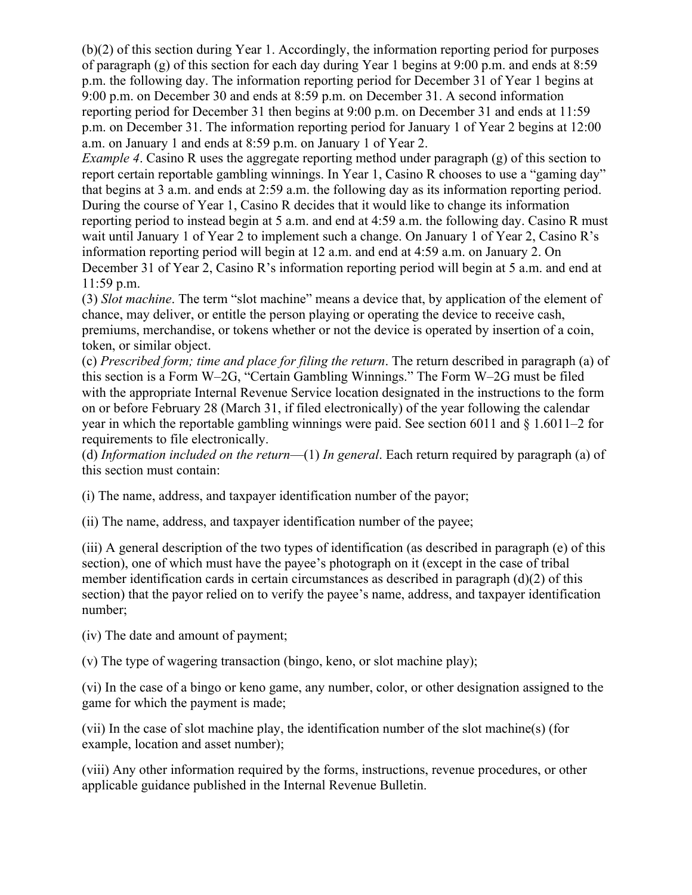(b)(2) of this section during Year 1. Accordingly, the information reporting period for purposes of paragraph (g) of this section for each day during Year 1 begins at 9:00 p.m. and ends at 8:59 p.m. the following day. The information reporting period for December 31 of Year 1 begins at 9:00 p.m. on December 30 and ends at 8:59 p.m. on December 31. A second information reporting period for December 31 then begins at 9:00 p.m. on December 31 and ends at 11:59 p.m. on December 31. The information reporting period for January 1 of Year 2 begins at 12:00 a.m. on January 1 and ends at 8:59 p.m. on January 1 of Year 2.

*Example 4*. Casino R uses the aggregate reporting method under paragraph (g) of this section to report certain reportable gambling winnings. In Year 1, Casino R chooses to use a "gaming day" that begins at 3 a.m. and ends at 2:59 a.m. the following day as its information reporting period. During the course of Year 1, Casino R decides that it would like to change its information reporting period to instead begin at 5 a.m. and end at 4:59 a.m. the following day. Casino R must wait until January 1 of Year 2 to implement such a change. On January 1 of Year 2, Casino R's information reporting period will begin at 12 a.m. and end at 4:59 a.m. on January 2. On December 31 of Year 2, Casino R's information reporting period will begin at 5 a.m. and end at 11:59 p.m.

(3) *Slot machine*. The term "slot machine" means a device that, by application of the element of chance, may deliver, or entitle the person playing or operating the device to receive cash, premiums, merchandise, or tokens whether or not the device is operated by insertion of a coin, token, or similar object.

(c) *Prescribed form; time and place for filing the return*. The return described in paragraph (a) of this section is a Form W–2G, "Certain Gambling Winnings." The Form W–2G must be filed with the appropriate Internal Revenue Service location designated in the instructions to the form on or before February 28 (March 31, if filed electronically) of the year following the calendar year in which the reportable gambling winnings were paid. See section 6011 and § 1.6011–2 for requirements to file electronically.

(d) *Information included on the return*—(1) *In general*. Each return required by paragraph (a) of this section must contain:

(i) The name, address, and taxpayer identification number of the payor;

(ii) The name, address, and taxpayer identification number of the payee;

(iii) A general description of the two types of identification (as described in paragraph (e) of this section), one of which must have the payee's photograph on it (except in the case of tribal member identification cards in certain circumstances as described in paragraph (d)(2) of this section) that the payor relied on to verify the payee's name, address, and taxpayer identification number;

(iv) The date and amount of payment;

(v) The type of wagering transaction (bingo, keno, or slot machine play);

(vi) In the case of a bingo or keno game, any number, color, or other designation assigned to the game for which the payment is made;

(vii) In the case of slot machine play, the identification number of the slot machine(s) (for example, location and asset number);

(viii) Any other information required by the forms, instructions, revenue procedures, or other applicable guidance published in the Internal Revenue Bulletin.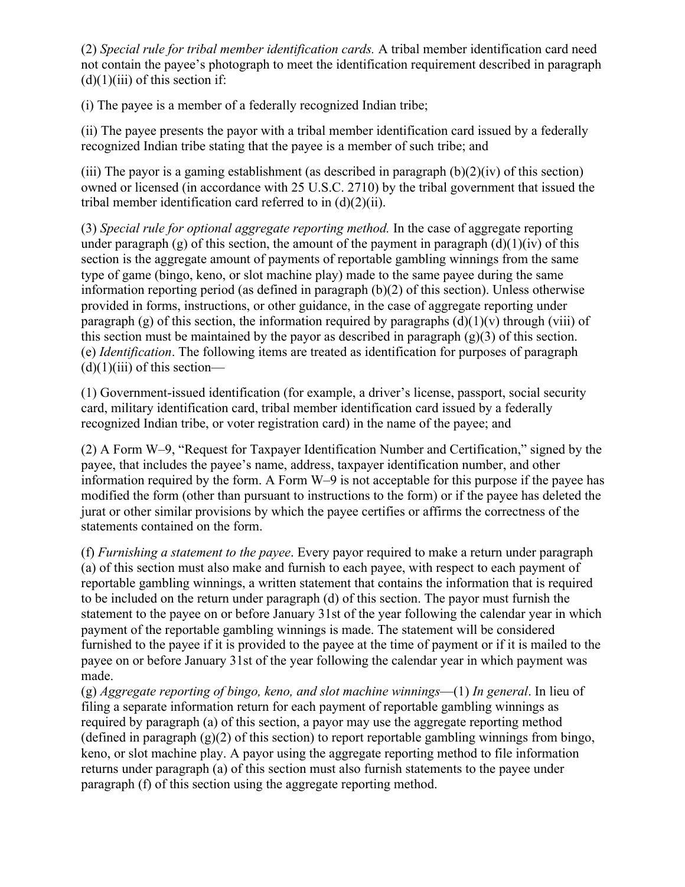(2) *Special rule for tribal member identification cards.* A tribal member identification card need not contain the payee's photograph to meet the identification requirement described in paragraph (d)(1)(iii) of this section if:

(i) The payee is a member of a federally recognized Indian tribe;

(ii) The payee presents the payor with a tribal member identification card issued by a federally recognized Indian tribe stating that the payee is a member of such tribe; and

(iii) The payor is a gaming establishment (as described in paragraph (b)(2)(iv) of this section) owned or licensed (in accordance with 25 U.S.C. 2710) by the tribal government that issued the tribal member identification card referred to in (d)(2)(ii).

(3) *Special rule for optional aggregate reporting method.* In the case of aggregate reporting under paragraph (g) of this section, the amount of the payment in paragraph (d)(1)(iv) of this section is the aggregate amount of payments of reportable gambling winnings from the same type of game (bingo, keno, or slot machine play) made to the same payee during the same information reporting period (as defined in paragraph (b)(2) of this section). Unless otherwise provided in forms, instructions, or other guidance, in the case of aggregate reporting under paragraph (g) of this section, the information required by paragraphs (d)(1)(v) through (viii) of this section must be maintained by the payor as described in paragraph (g)(3) of this section.

(e) *Identification*. The following items are treated as identification for purposes of paragraph (d)(1)(iii) of this section—

(1) Government-issued identification (for example, a driver's license, passport, social security card, military identification card, tribal member identification card issued by a federally recognized Indian tribe, or voter registration card) in the name of the payee; and

(2) A Form W–9, "Request for Taxpayer Identification Number and Certification," signed by the payee, that includes the payee's name, address, taxpayer identification number, and other information required by the form. A Form W–9 is not acceptable for this purpose if the payee has modified the form (other than pursuant to instructions to the form) or if the payee has deleted the jurat or other similar provisions by which the payee certifies or affirms the correctness of the statements contained on the form.

(f) *Furnishing a statement to the payee*. Every payor required to make a return under paragraph (a) of this section must also make and furnish to each payee, with respect to each payment of reportable gambling winnings, a written statement that contains the information that is required to be included on the return under paragraph (d) of this section. The payor must furnish the statement to the payee on or before January 31st of the year following the calendar year in which payment of the reportable gambling winnings is made. The statement will be considered furnished to the payee if it is provided to the payee at the time of payment or if it is mailed to the payee on or before January 31st of the year following the calendar year in which payment was made.

(g) *Aggregate reporting of bingo, keno, and slot machine winnings*—(1) *In general*. In lieu of filing a separate information return for each payment of reportable gambling winnings as required by paragraph (a) of this section, a payor may use the aggregate reporting method (defined in paragraph (g)(2) of this section) to report reportable gambling winnings from bingo, keno, or slot machine play. A payor using the aggregate reporting method to file information returns under paragraph (a) of this section must also furnish statements to the payee under paragraph (f) of this section using the aggregate reporting method.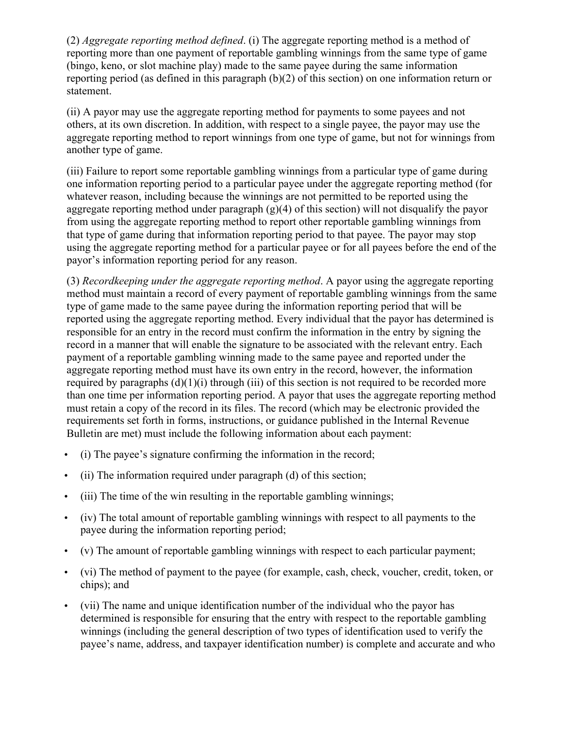(2) *Aggregate reporting method defined*. (i) The aggregate reporting method is a method of reporting more than one payment of reportable gambling winnings from the same type of game (bingo, keno, or slot machine play) made to the same payee during the same information reporting period (as defined in this paragraph (b)(2) of this section) on one information return or statement.

(ii) A payor may use the aggregate reporting method for payments to some payees and not others, at its own discretion. In addition, with respect to a single payee, the payor may use the aggregate reporting method to report winnings from one type of game, but not for winnings from another type of game.

(iii) Failure to report some reportable gambling winnings from a particular type of game during one information reporting period to a particular payee under the aggregate reporting method (for whatever reason, including because the winnings are not permitted to be reported using the aggregate reporting method under paragraph (g)(4) of this section) will not disqualify the payor from using the aggregate reporting method to report other reportable gambling winnings from that type of game during that information reporting period to that payee. The payor may stop using the aggregate reporting method for a particular payee or for all payees before the end of the payor's information reporting period for any reason.

(3) *Recordkeeping under the aggregate reporting method*. A payor using the aggregate reporting method must maintain a record of every payment of reportable gambling winnings from the same type of game made to the same payee during the information reporting period that will be reported using the aggregate reporting method. Every individual that the payor has determined is responsible for an entry in the record must confirm the information in the entry by signing the record in a manner that will enable the signature to be associated with the relevant entry. Each payment of a reportable gambling winning made to the same payee and reported under the aggregate reporting method must have its own entry in the record, however, the information required by paragraphs (d)(1)(i) through (iii) of this section is not required to be recorded more than one time per information reporting period. A payor that uses the aggregate reporting method must retain a copy of the record in its files. The record (which may be electronic provided the requirements set forth in forms, instructions, or guidance published in the Internal Revenue Bulletin are met) must include the following information about each payment:

- (i) The payee's signature confirming the information in the record;
- (ii) The information required under paragraph (d) of this section;
- (iii) The time of the win resulting in the reportable gambling winnings;
- (iv) The total amount of reportable gambling winnings with respect to all payments to the payee during the information reporting period;
- (v) The amount of reportable gambling winnings with respect to each particular payment;
- (vi) The method of payment to the payee (for example, cash, check, voucher, credit, token, or chips); and
- (vii) The name and unique identification number of the individual who the payor has determined is responsible for ensuring that the entry with respect to the reportable gambling winnings (including the general description of two types of identification used to verify the payee's name, address, and taxpayer identification number) is complete and accurate and who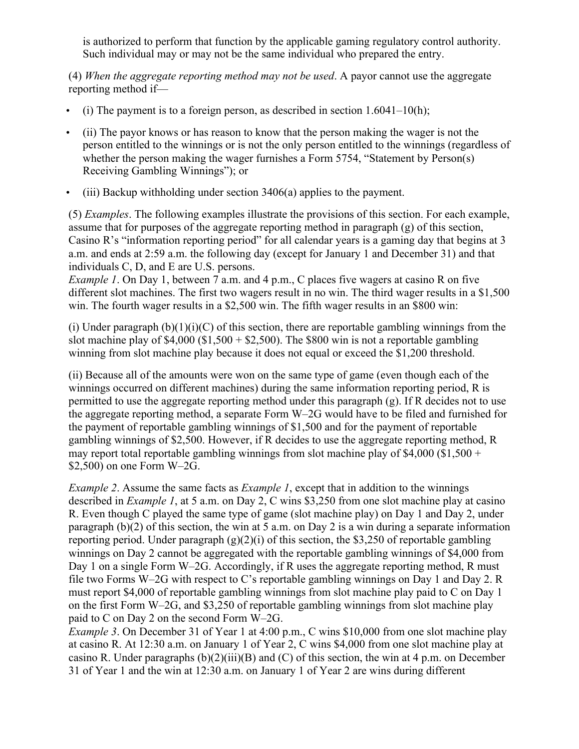is authorized to perform that function by the applicable gaming regulatory control authority. Such individual may or may not be the same individual who prepared the entry.

(4) *When the aggregate reporting method may not be used*. A payor cannot use the aggregate reporting method if—

- (i) The payment is to a foreign person, as described in section 1.6041–10(h);
- (ii) The payor knows or has reason to know that the person making the wager is not the person entitled to the winnings or is not the only person entitled to the winnings (regardless of whether the person making the wager furnishes a Form 5754, "Statement by Person(s) Receiving Gambling Winnings"); or
- (iii) Backup withholding under section 3406(a) applies to the payment.

(5) *Examples*. The following examples illustrate the provisions of this section. For each example, assume that for purposes of the aggregate reporting method in paragraph (g) of this section, Casino R's "information reporting period" for all calendar years is a gaming day that begins at 3 a.m. and ends at 2:59 a.m. the following day (except for January 1 and December 31) and that individuals C, D, and E are U.S. persons.

*Example 1*. On Day 1, between 7 a.m. and 4 p.m., C places five wagers at casino R on five different slot machines. The first two wagers result in no win. The third wager results in a $1,500 win. The fourth wager results in a $2,500 win. The fifth wager results in an $800 win:

(i) Under paragraph (b)(1)(i)(C) of this section, there are reportable gambling winnings from the slot machine play of $4,000 ($1,500 + $2,500). The $800 win is not a reportable gambling winning from slot machine play because it does not equal or exceed the $1,200 threshold.

(ii) Because all of the amounts were won on the same type of game (even though each of the winnings occurred on different machines) during the same information reporting period, R is permitted to use the aggregate reporting method under this paragraph (g). If R decides not to use the aggregate reporting method, a separate Form W–2G would have to be filed and furnished for the payment of reportable gambling winnings of $1,500 and for the payment of reportable gambling winnings of $2,500. However, if R decides to use the aggregate reporting method, R may report total reportable gambling winnings from slot machine play of $4,000 ($1,500 + $2,500) on one Form W–2G.

*Example 2*. Assume the same facts as *Example 1*, except that in addition to the winnings described in *Example 1*, at 5 a.m. on Day 2, C wins $3,250 from one slot machine play at casino R. Even though C played the same type of game (slot machine play) on Day 1 and Day 2, under paragraph (b)(2) of this section, the win at 5 a.m. on Day 2 is a win during a separate information reporting period. Under paragraph (g)(2)(i) of this section, the $3,250 of reportable gambling winnings on Day 2 cannot be aggregated with the reportable gambling winnings of $4,000 from Day 1 on a single Form W–2G. Accordingly, if R uses the aggregate reporting method, R must file two Forms W–2G with respect to C's reportable gambling winnings on Day 1 and Day 2. R must report $4,000 of reportable gambling winnings from slot machine play paid to C on Day 1 on the first Form W–2G, and $3,250 of reportable gambling winnings from slot machine play paid to C on Day 2 on the second Form W–2G.

*Example 3*. On December 31 of Year 1 at 4:00 p.m., C wins $10,000 from one slot machine play at casino R. At 12:30 a.m. on January 1 of Year 2, C wins $4,000 from one slot machine play at casino R. Under paragraphs (b)(2)(iii)(B) and (C) of this section, the win at 4 p.m. on December 31 of Year 1 and the win at 12:30 a.m. on January 1 of Year 2 are wins during different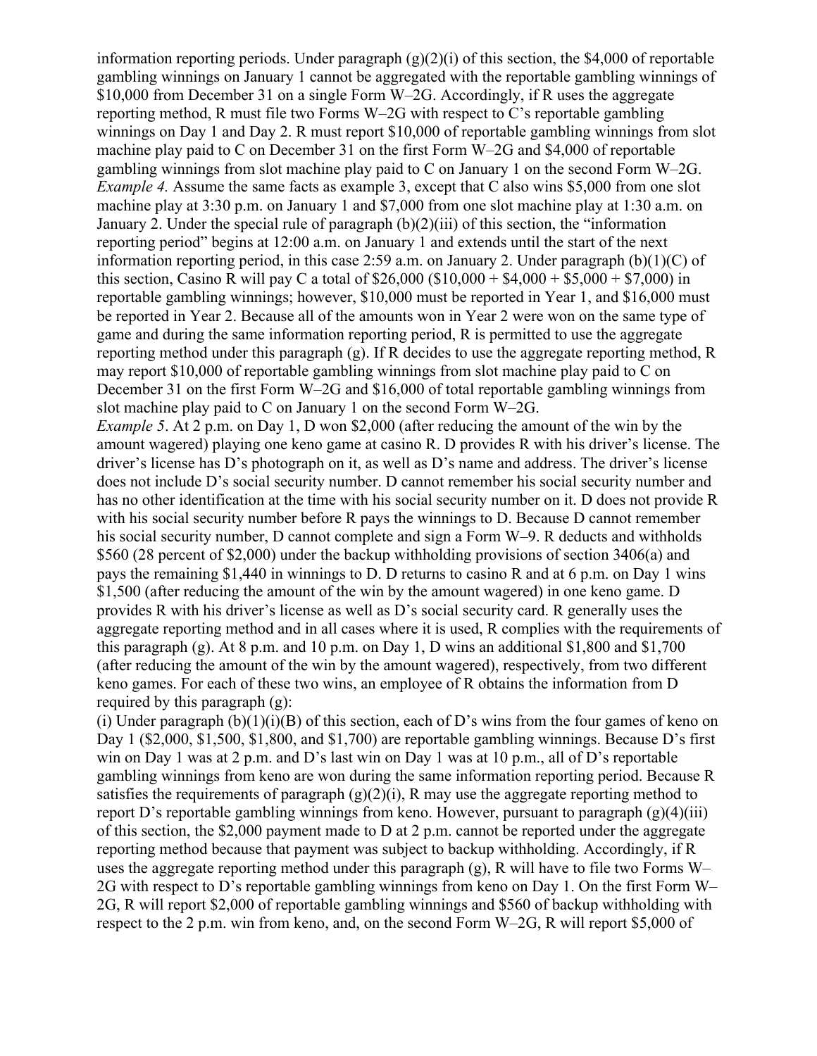information reporting periods. Under paragraph (g)(2)(i) of this section, the $4,000 of reportable gambling winnings on January 1 cannot be aggregated with the reportable gambling winnings of $10,000 from December 31 on a single Form W–2G. Accordingly, if R uses the aggregate reporting method, R must file two Forms W–2G with respect to C's reportable gambling winnings on Day 1 and Day 2. R must report $10,000 of reportable gambling winnings from slot machine play paid to C on December 31 on the first Form W–2G and $4,000 of reportable gambling winnings from slot machine play paid to C on January 1 on the second Form W–2G.

*Example 4.* Assume the same facts as example 3, except that C also wins $5,000 from one slot machine play at 3:30 p.m. on January 1 and $7,000 from one slot machine play at 1:30 a.m. on January 2. Under the special rule of paragraph (b)(2)(iii) of this section, the "information reporting period" begins at 12:00 a.m. on January 1 and extends until the start of the next information reporting period, in this case 2:59 a.m. on January 2. Under paragraph (b)(1)(C) of this section, Casino R will pay C a total of $26,000 ($10,000 + $4,000 + $5,000 + $7,000) in reportable gambling winnings; however, $10,000 must be reported in Year 1, and $16,000 must be reported in Year 2. Because all of the amounts won in Year 2 were won on the same type of game and during the same information reporting period, R is permitted to use the aggregate reporting method under this paragraph (g). If R decides to use the aggregate reporting method, R may report $10,000 of reportable gambling winnings from slot machine play paid to C on December 31 on the first Form W–2G and $16,000 of total reportable gambling winnings from slot machine play paid to C on January 1 on the second Form W–2G.

*Example 5*. At 2 p.m. on Day 1, D won $2,000 (after reducing the amount of the win by the amount wagered) playing one keno game at casino R. D provides R with his driver's license. The driver's license has D's photograph on it, as well as D's name and address. The driver's license does not include D's social security number. D cannot remember his social security number and has no other identification at the time with his social security number on it. D does not provide R with his social security number before R pays the winnings to D. Because D cannot remember his social security number, D cannot complete and sign a Form W–9. R deducts and withholds $560 (28 percent of $2,000) under the backup withholding provisions of section 3406(a) and pays the remaining $1,440 in winnings to D. D returns to casino R and at 6 p.m. on Day 1 wins $1,500 (after reducing the amount of the win by the amount wagered) in one keno game. D provides R with his driver's license as well as D's social security card. R generally uses the aggregate reporting method and in all cases where it is used, R complies with the requirements of this paragraph (g). At 8 p.m. and 10 p.m. on Day 1, D wins an additional $1,800 and $1,700 (after reducing the amount of the win by the amount wagered), respectively, from two different keno games. For each of these two wins, an employee of R obtains the information from D required by this paragraph (g):

(i) Under paragraph (b)(1)(i)(B) of this section, each of D's wins from the four games of keno on Day 1 ($2,000, $1,500, $1,800, and $1,700) are reportable gambling winnings. Because D's first win on Day 1 was at 2 p.m. and D's last win on Day 1 was at 10 p.m., all of D's reportable gambling winnings from keno are won during the same information reporting period. Because R satisfies the requirements of paragraph (g)(2)(i), R may use the aggregate reporting method to report D's reportable gambling winnings from keno. However, pursuant to paragraph (g)(4)(iii) of this section, the $2,000 payment made to D at 2 p.m. cannot be reported under the aggregate reporting method because that payment was subject to backup withholding. Accordingly, if R uses the aggregate reporting method under this paragraph (g), R will have to file two Forms W–2G with respect to D's reportable gambling winnings from keno on Day 1. On the first Form W–2G, R will report $2,000 of reportable gambling winnings and $560 of backup withholding with respect to the 2 p.m. win from keno, and, on the second Form W–2G, R will report $5,000 of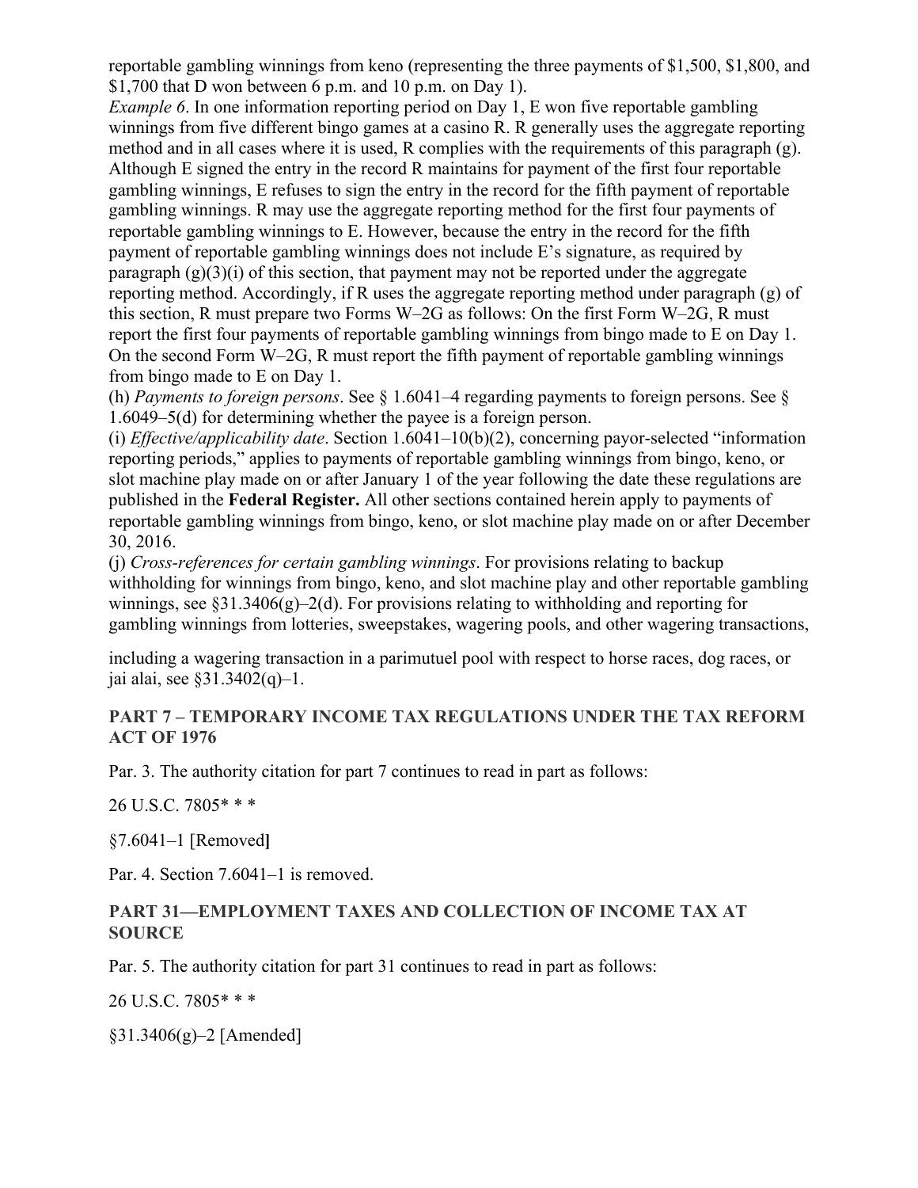reportable gambling winnings from keno (representing the three payments of $1,500, $1,800, and $1,700 that D won between 6 p.m. and 10 p.m. on Day 1).

*Example 6*. In one information reporting period on Day 1, E won five reportable gambling winnings from five different bingo games at a casino R. R generally uses the aggregate reporting method and in all cases where it is used, R complies with the requirements of this paragraph (g). Although E signed the entry in the record R maintains for payment of the first four reportable gambling winnings, E refuses to sign the entry in the record for the fifth payment of reportable gambling winnings. R may use the aggregate reporting method for the first four payments of reportable gambling winnings to E. However, because the entry in the record for the fifth payment of reportable gambling winnings does not include E's signature, as required by paragraph (g)(3)(i) of this section, that payment may not be reported under the aggregate reporting method. Accordingly, if R uses the aggregate reporting method under paragraph (g) of this section, R must prepare two Forms W–2G as follows: On the first Form W–2G, R must report the first four payments of reportable gambling winnings from bingo made to E on Day 1. On the second Form W–2G, R must report the fifth payment of reportable gambling winnings from bingo made to E on Day 1.

(h) *Payments to foreign persons*. See § 1.6041–4 regarding payments to foreign persons. See § 1.6049–5(d) for determining whether the payee is a foreign person.

(i) *Effective/applicability date*. Section 1.6041–10(b)(2), concerning payor-selected "information reporting periods," applies to payments of reportable gambling winnings from bingo, keno, or slot machine play made on or after January 1 of the year following the date these regulations are published in the **Federal Register.** All other sections contained herein apply to payments of reportable gambling winnings from bingo, keno, or slot machine play made on or after December 30, 2016.

(j) *Cross-references for certain gambling winnings*. For provisions relating to backup withholding for winnings from bingo, keno, and slot machine play and other reportable gambling winnings, see §31.3406(g)–2(d). For provisions relating to withholding and reporting for gambling winnings from lotteries, sweepstakes, wagering pools, and other wagering transactions, including a wagering transaction in a parimutuel pool with respect to horse races, dog races, or jai alai, see §31.3402(q)–1.

### PART 7 – TEMPORARY INCOME TAX REGULATIONS UNDER THE TAX REFORM ACT OF 1976

Par. 3. The authority citation for part 7 continues to read in part as follows:

26 U.S.C. 7805* * *

§7.6041–1 [Removed**]**

Par. 4. Section 7.6041–1 is removed.

### PART 31—EMPLOYMENT TAXES AND COLLECTION OF INCOME TAX AT SOURCE

Par. 5. The authority citation for part 31 continues to read in part as follows:

26 U.S.C. 7805* * *

§31.3406(g)–2 [Amended]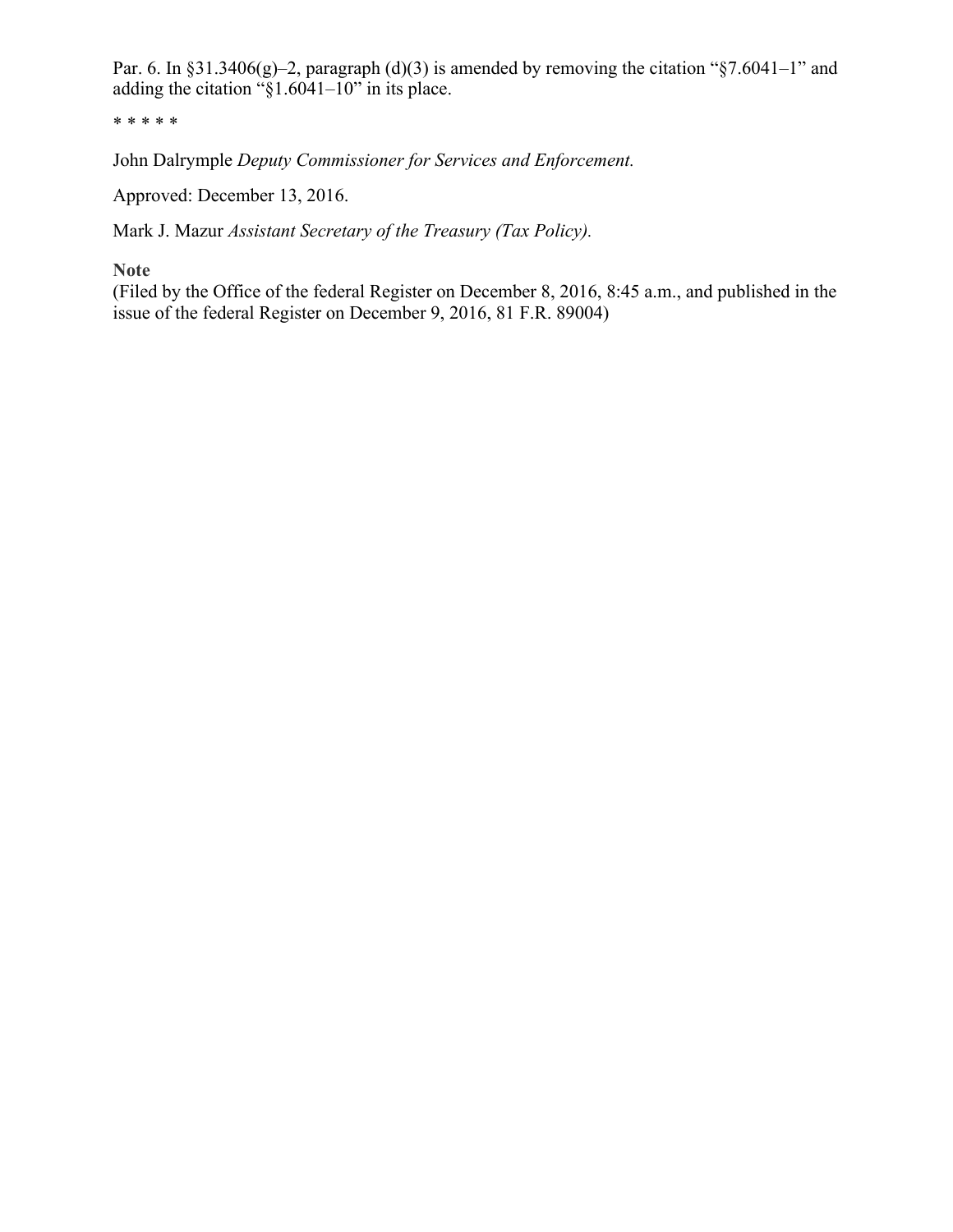Par. 6. In §31.3406(g)–2, paragraph (d)(3) is amended by removing the citation "§7.6041–1" and adding the citation "§1.6041–10" in its place.

* * * * *

John Dalrymple *Deputy Commissioner for Services and Enforcement.*

Approved: December 13, 2016.

Mark J. Mazur *Assistant Secretary of the Treasury (Tax Policy).*

**Note**

(Filed by the Office of the federal Register on December 8, 2016, 8:45 a.m., and published in the issue of the federal Register on December 9, 2016, 81 F.R. 89004)